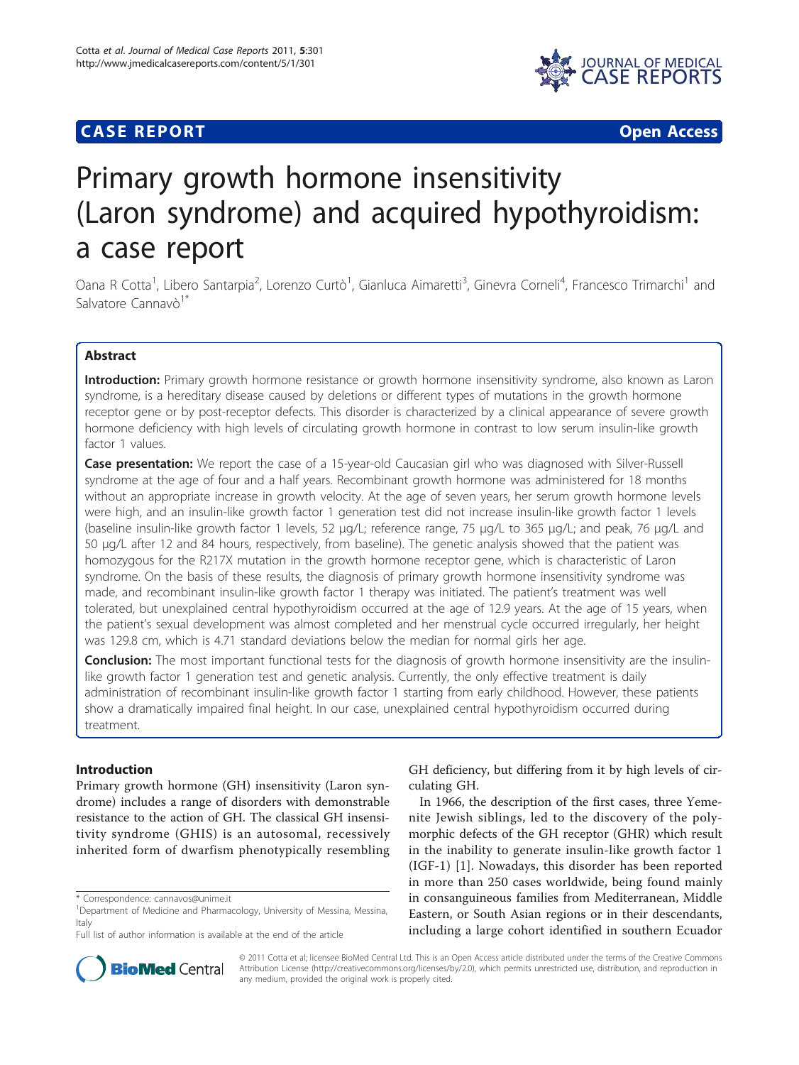# CASE REPORT

Open Access

# Primary growth hormone insensitivity (Laron syndrome) and acquired hypothyroidism: a case report

Oana R Cotta[1], Libero Santarpia[2], Lorenzo Curtò[1], Gianluca Aimaretti[3], Ginevra Corneli[4], Francesco Trimarchi[1] and Salvatore Cannavò[1*]

## Abstract

**Introduction:** Primary growth hormone resistance or growth hormone insensitivity syndrome, also known as Laron syndrome, is a hereditary disease caused by deletions or different types of mutations in the growth hormone receptor gene or by post-receptor defects. This disorder is characterized by a clinical appearance of severe growth hormone deficiency with high levels of circulating growth hormone in contrast to low serum insulin-like growth factor 1 values.

**Case presentation:** We report the case of a 15-year-old Caucasian girl who was diagnosed with Silver-Russell syndrome at the age of four and a half years. Recombinant growth hormone was administered for 18 months without an appropriate increase in growth velocity. At the age of seven years, her serum growth hormone levels were high, and an insulin-like growth factor 1 generation test did not increase insulin-like growth factor 1 levels (baseline insulin-like growth factor 1 levels, 52 μg/L; reference range, 75 μg/L to 365 μg/L; and peak, 76 μg/L and 50 μg/L after 12 and 84 hours, respectively, from baseline). The genetic analysis showed that the patient was homozygous for the R217X mutation in the growth hormone receptor gene, which is characteristic of Laron syndrome. On the basis of these results, the diagnosis of primary growth hormone insensitivity syndrome was made, and recombinant insulin-like growth factor 1 therapy was initiated. The patient's treatment was well tolerated, but unexplained central hypothyroidism occurred at the age of 12.9 years. At the age of 15 years, when the patient's sexual development was almost completed and her menstrual cycle occurred irregularly, her height was 129.8 cm, which is 4.71 standard deviations below the median for normal girls her age.

**Conclusion:** The most important functional tests for the diagnosis of growth hormone insensitivity are the insulin-like growth factor 1 generation test and genetic analysis. Currently, the only effective treatment is daily administration of recombinant insulin-like growth factor 1 starting from early childhood. However, these patients show a dramatically impaired final height. In our case, unexplained central hypothyroidism occurred during treatment.

## Introduction

Primary growth hormone (GH) insensitivity (Laron syndrome) includes a range of disorders with demonstrable resistance to the action of GH. The classical GH insensitivity syndrome (GHIS) is an autosomal, recessively inherited form of dwarfism phenotypically resembling GH deficiency, but differing from it by high levels of circulating GH.

In 1966, the description of the first cases, three Yemenite Jewish siblings, led to the discovery of the polymorphic defects of the GH receptor (GHR) which result in the inability to generate insulin-like growth factor 1 (IGF-1) [1]. Nowadays, this disorder has been reported in more than 250 cases worldwide, being found mainly in consanguineous families from Mediterranean, Middle Eastern, or South Asian regions or in their descendants, including a large cohort identified in southern Ecuador

\* Correspondence: cannavos@unime.it
[1]Department of Medicine and Pharmacology, University of Messina, Messina, Italy
Full list of author information is available at the end of the article

© 2011 Cotta et al; licensee BioMed Central Ltd. This is an Open Access article distributed under the terms of the Creative Commons Attribution License (http://creativecommons.org/licenses/by/2.0), which permits unrestricted use, distribution, and reproduction in any medium, provided the original work is properly cited.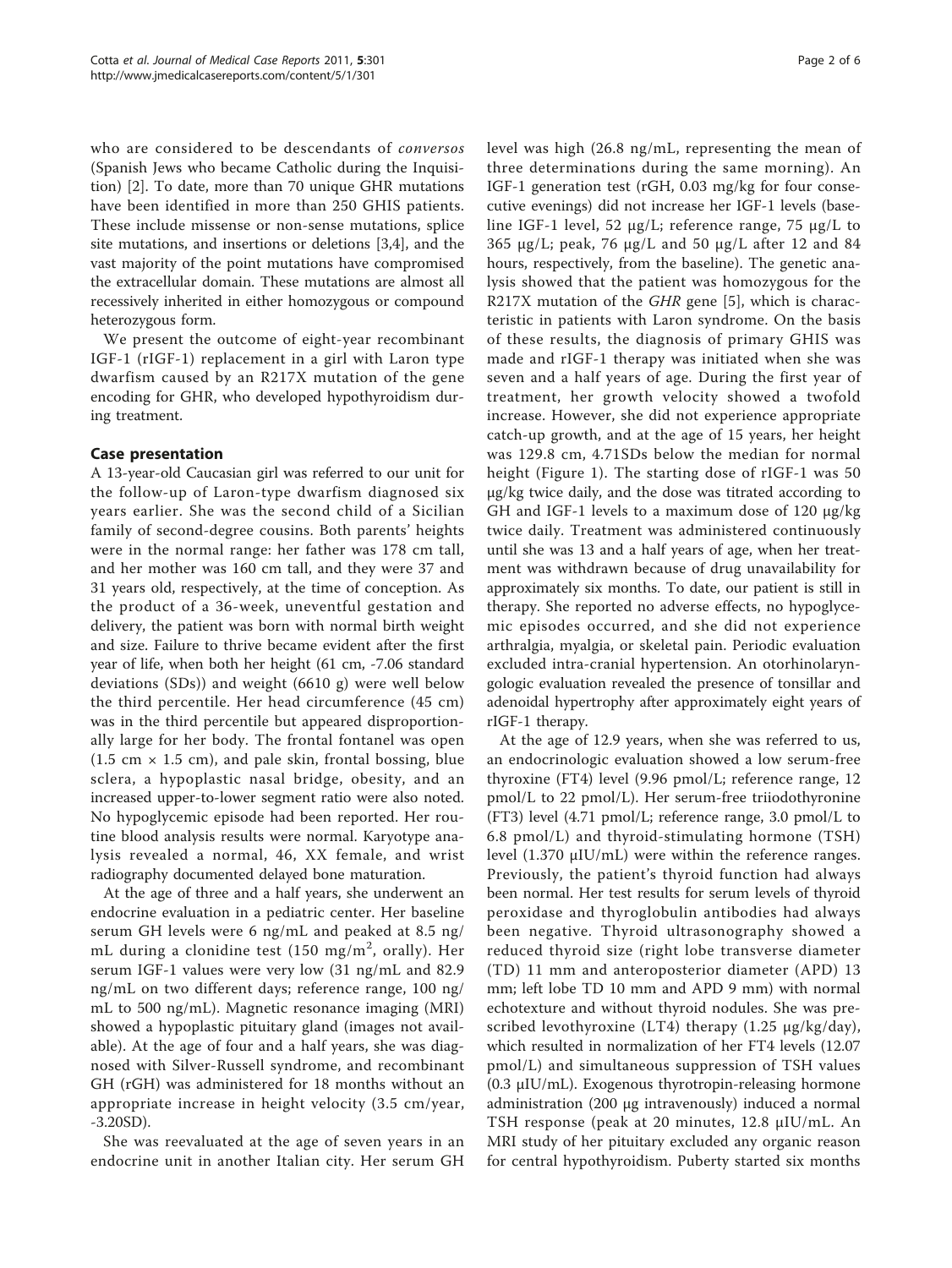who are considered to be descendants of *conversos* (Spanish Jews who became Catholic during the Inquisition) [2]. To date, more than 70 unique GHR mutations have been identified in more than 250 GHIS patients. These include missense or non-sense mutations, splice site mutations, and insertions or deletions [3,4], and the vast majority of the point mutations have compromised the extracellular domain. These mutations are almost all recessively inherited in either homozygous or compound heterozygous form.

We present the outcome of eight-year recombinant IGF-1 (rIGF-1) replacement in a girl with Laron type dwarfism caused by an R217X mutation of the gene encoding for GHR, who developed hypothyroidism during treatment.

## Case presentation

A 13-year-old Caucasian girl was referred to our unit for the follow-up of Laron-type dwarfism diagnosed six years earlier. She was the second child of a Sicilian family of second-degree cousins. Both parents' heights were in the normal range: her father was 178 cm tall, and her mother was 160 cm tall, and they were 37 and 31 years old, respectively, at the time of conception. As the product of a 36-week, uneventful gestation and delivery, the patient was born with normal birth weight and size. Failure to thrive became evident after the first year of life, when both her height (61 cm, -7.06 standard deviations (SDs)) and weight (6610 g) were well below the third percentile. Her head circumference (45 cm) was in the third percentile but appeared disproportionally large for her body. The frontal fontanel was open (1.5 cm × 1.5 cm), and pale skin, frontal bossing, blue sclera, a hypoplastic nasal bridge, obesity, and an increased upper-to-lower segment ratio were also noted. No hypoglycemic episode had been reported. Her routine blood analysis results were normal. Karyotype analysis revealed a normal, 46, XX female, and wrist radiography documented delayed bone maturation.

At the age of three and a half years, she underwent an endocrine evaluation in a pediatric center. Her baseline serum GH levels were 6 ng/mL and peaked at 8.5 ng/mL during a clonidine test (150 mg/m$^2$, orally). Her serum IGF-1 values were very low (31 ng/mL and 82.9 ng/mL on two different days; reference range, 100 ng/mL to 500 ng/mL). Magnetic resonance imaging (MRI) showed a hypoplastic pituitary gland (images not available). At the age of four and a half years, she was diagnosed with Silver-Russell syndrome, and recombinant GH (rGH) was administered for 18 months without an appropriate increase in height velocity (3.5 cm/year, -3.20SD).

She was reevaluated at the age of seven years in an endocrine unit in another Italian city. Her serum GH level was high (26.8 ng/mL, representing the mean of three determinations during the same morning). An IGF-1 generation test (rGH, 0.03 mg/kg for four consecutive evenings) did not increase her IGF-1 levels (baseline IGF-1 level, 52 μg/L; reference range, 75 μg/L to 365 μg/L; peak, 76 μg/L and 50 μg/L after 12 and 84 hours, respectively, from the baseline). The genetic analysis showed that the patient was homozygous for the R217X mutation of the *GHR* gene [5], which is characteristic in patients with Laron syndrome. On the basis of these results, the diagnosis of primary GHIS was made and rIGF-1 therapy was initiated when she was seven and a half years of age. During the first year of treatment, her growth velocity showed a twofold increase. However, she did not experience appropriate catch-up growth, and at the age of 15 years, her height was 129.8 cm, 4.71SDs below the median for normal height (Figure 1). The starting dose of rIGF-1 was 50 μg/kg twice daily, and the dose was titrated according to GH and IGF-1 levels to a maximum dose of 120 μg/kg twice daily. Treatment was administered continuously until she was 13 and a half years of age, when her treatment was withdrawn because of drug unavailability for approximately six months. To date, our patient is still in therapy. She reported no adverse effects, no hypoglycemic episodes occurred, and she did not experience arthralgia, myalgia, or skeletal pain. Periodic evaluation excluded intra-cranial hypertension. An otorhinolaryngologic evaluation revealed the presence of tonsillar and adenoidal hypertrophy after approximately eight years of rIGF-1 therapy.

At the age of 12.9 years, when she was referred to us, an endocrinologic evaluation showed a low serum-free thyroxine (FT4) level (9.96 pmol/L; reference range, 12 pmol/L to 22 pmol/L). Her serum-free triiodothyronine (FT3) level (4.71 pmol/L; reference range, 3.0 pmol/L to 6.8 pmol/L) and thyroid-stimulating hormone (TSH) level (1.370 μIU/mL) were within the reference ranges. Previously, the patient's thyroid function had always been normal. Her test results for serum levels of thyroid peroxidase and thyroglobulin antibodies had always been negative. Thyroid ultrasonography showed a reduced thyroid size (right lobe transverse diameter (TD) 11 mm and anteroposterior diameter (APD) 13 mm; left lobe TD 10 mm and APD 9 mm) with normal echotexture and without thyroid nodules. She was prescribed levothyroxine (LT4) therapy (1.25 μg/kg/day), which resulted in normalization of her FT4 levels (12.07 pmol/L) and simultaneous suppression of TSH values (0.3 μIU/mL). Exogenous thyrotropin-releasing hormone administration (200 μg intravenously) induced a normal TSH response (peak at 20 minutes, 12.8 μIU/mL. An MRI study of her pituitary excluded any organic reason for central hypothyroidism. Puberty started six months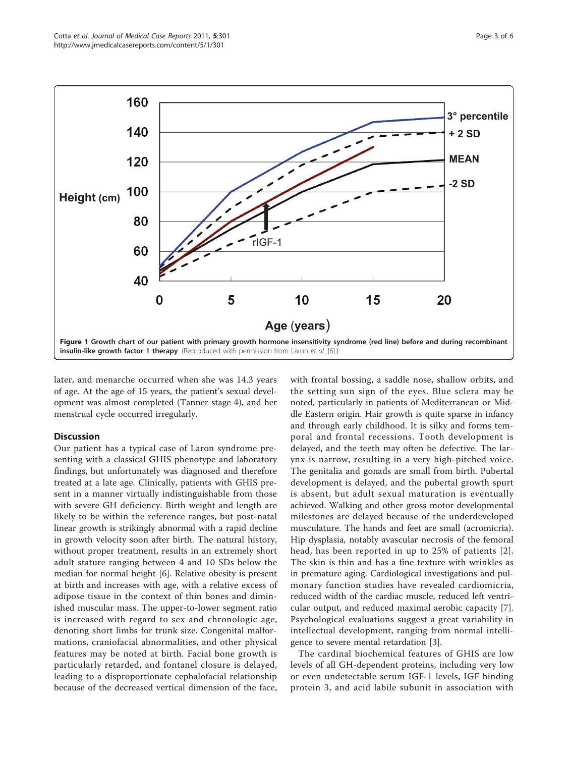**Figure 1 Growth chart of our patient with primary growth hormone insensitivity syndrome (red line) before and during recombinant insulin-like growth factor 1 therapy**. (Reproduced with permission from Laron *et al.* [6].)

later, and menarche occurred when she was 14.3 years of age. At the age of 15 years, the patient's sexual development was almost completed (Tanner stage 4), and her menstrual cycle occurred irregularly.

## Discussion

Our patient has a typical case of Laron syndrome presenting with a classical GHIS phenotype and laboratory findings, but unfortunately was diagnosed and therefore treated at a late age. Clinically, patients with GHIS present in a manner virtually indistinguishable from those with severe GH deficiency. Birth weight and length are likely to be within the reference ranges, but post-natal linear growth is strikingly abnormal with a rapid decline in growth velocity soon after birth. The natural history, without proper treatment, results in an extremely short adult stature ranging between 4 and 10 SDs below the median for normal height [6]. Relative obesity is present at birth and increases with age, with a relative excess of adipose tissue in the context of thin bones and diminished muscular mass. The upper-to-lower segment ratio is increased with regard to sex and chronologic age, denoting short limbs for trunk size. Congenital malformations, craniofacial abnormalities, and other physical features may be noted at birth. Facial bone growth is particularly retarded, and fontanel closure is delayed, leading to a disproportionate cephalofacial relationship because of the decreased vertical dimension of the face, with frontal bossing, a saddle nose, shallow orbits, and the setting sun sign of the eyes. Blue sclera may be noted, particularly in patients of Mediterranean or Middle Eastern origin. Hair growth is quite sparse in infancy and through early childhood. It is silky and forms temporal and frontal recessions. Tooth development is delayed, and the teeth may often be defective. The larynx is narrow, resulting in a very high-pitched voice. The genitalia and gonads are small from birth. Pubertal development is delayed, and the pubertal growth spurt is absent, but adult sexual maturation is eventually achieved. Walking and other gross motor developmental milestones are delayed because of the underdeveloped musculature. The hands and feet are small (acromicria). Hip dysplasia, notably avascular necrosis of the femoral head, has been reported in up to 25% of patients [2]. The skin is thin and has a fine texture with wrinkles as in premature aging. Cardiological investigations and pulmonary function studies have revealed cardiomicria, reduced width of the cardiac muscle, reduced left ventricular output, and reduced maximal aerobic capacity [7]. Psychological evaluations suggest a great variability in intellectual development, ranging from normal intelligence to severe mental retardation [3].

The cardinal biochemical features of GHIS are low levels of all GH-dependent proteins, including very low or even undetectable serum IGF-1 levels, IGF binding protein 3, and acid labile subunit in association with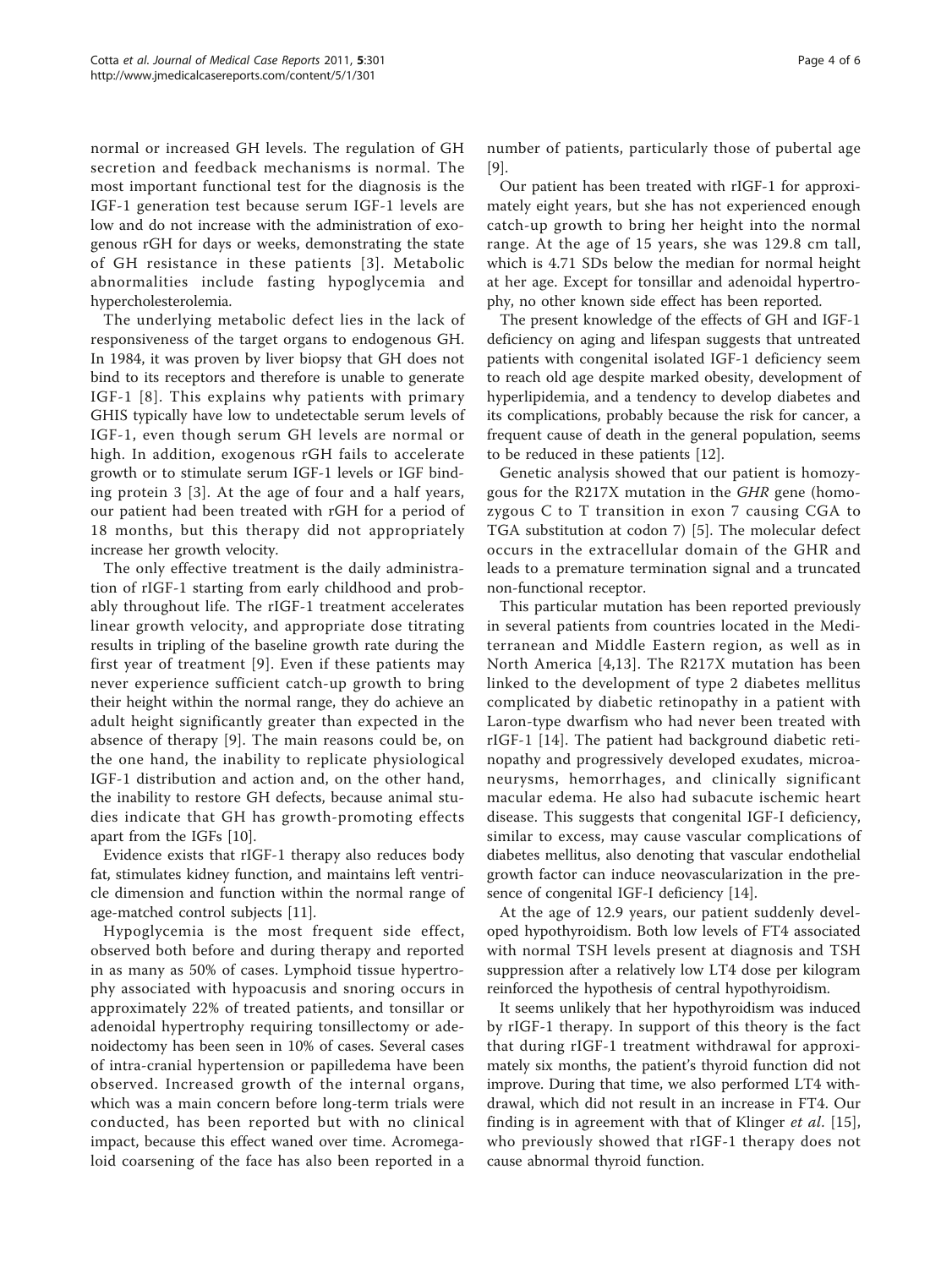normal or increased GH levels. The regulation of GH secretion and feedback mechanisms is normal. The most important functional test for the diagnosis is the IGF-1 generation test because serum IGF-1 levels are low and do not increase with the administration of exogenous rGH for days or weeks, demonstrating the state of GH resistance in these patients [3]. Metabolic abnormalities include fasting hypoglycemia and hypercholesterolemia.

The underlying metabolic defect lies in the lack of responsiveness of the target organs to endogenous GH. In 1984, it was proven by liver biopsy that GH does not bind to its receptors and therefore is unable to generate IGF-1 [8]. This explains why patients with primary GHIS typically have low to undetectable serum levels of IGF-1, even though serum GH levels are normal or high. In addition, exogenous rGH fails to accelerate growth or to stimulate serum IGF-1 levels or IGF binding protein 3 [3]. At the age of four and a half years, our patient had been treated with rGH for a period of 18 months, but this therapy did not appropriately increase her growth velocity.

The only effective treatment is the daily administration of rIGF-1 starting from early childhood and probably throughout life. The rIGF-1 treatment accelerates linear growth velocity, and appropriate dose titrating results in tripling of the baseline growth rate during the first year of treatment [9]. Even if these patients may never experience sufficient catch-up growth to bring their height within the normal range, they do achieve an adult height significantly greater than expected in the absence of therapy [9]. The main reasons could be, on the one hand, the inability to replicate physiological IGF-1 distribution and action and, on the other hand, the inability to restore GH defects, because animal studies indicate that GH has growth-promoting effects apart from the IGFs [10].

Evidence exists that rIGF-1 therapy also reduces body fat, stimulates kidney function, and maintains left ventricle dimension and function within the normal range of age-matched control subjects [11].

Hypoglycemia is the most frequent side effect, observed both before and during therapy and reported in as many as 50% of cases. Lymphoid tissue hypertrophy associated with hypoacusis and snoring occurs in approximately 22% of treated patients, and tonsillar or adenoidal hypertrophy requiring tonsillectomy or adenoidectomy has been seen in 10% of cases. Several cases of intra-cranial hypertension or papilledema have been observed. Increased growth of the internal organs, which was a main concern before long-term trials were conducted, has been reported but with no clinical impact, because this effect waned over time. Acromegaloid coarsening of the face has also been reported in a number of patients, particularly those of pubertal age [9].

Our patient has been treated with rIGF-1 for approximately eight years, but she has not experienced enough catch-up growth to bring her height into the normal range. At the age of 15 years, she was 129.8 cm tall, which is 4.71 SDs below the median for normal height at her age. Except for tonsillar and adenoidal hypertrophy, no other known side effect has been reported.

The present knowledge of the effects of GH and IGF-1 deficiency on aging and lifespan suggests that untreated patients with congenital isolated IGF-1 deficiency seem to reach old age despite marked obesity, development of hyperlipidemia, and a tendency to develop diabetes and its complications, probably because the risk for cancer, a frequent cause of death in the general population, seems to be reduced in these patients [12].

Genetic analysis showed that our patient is homozygous for the R217X mutation in the *GHR* gene (homozygous C to T transition in exon 7 causing CGA to TGA substitution at codon 7) [5]. The molecular defect occurs in the extracellular domain of the GHR and leads to a premature termination signal and a truncated non-functional receptor.

This particular mutation has been reported previously in several patients from countries located in the Mediterranean and Middle Eastern region, as well as in North America [4,13]. The R217X mutation has been linked to the development of type 2 diabetes mellitus complicated by diabetic retinopathy in a patient with Laron-type dwarfism who had never been treated with rIGF-1 [14]. The patient had background diabetic retinopathy and progressively developed exudates, microaneurysms, hemorrhages, and clinically significant macular edema. He also had subacute ischemic heart disease. This suggests that congenital IGF-I deficiency, similar to excess, may cause vascular complications of diabetes mellitus, also denoting that vascular endothelial growth factor can induce neovascularization in the presence of congenital IGF-I deficiency [14].

At the age of 12.9 years, our patient suddenly developed hypothyroidism. Both low levels of FT4 associated with normal TSH levels present at diagnosis and TSH suppression after a relatively low LT4 dose per kilogram reinforced the hypothesis of central hypothyroidism.

It seems unlikely that her hypothyroidism was induced by rIGF-1 therapy. In support of this theory is the fact that during rIGF-1 treatment withdrawal for approximately six months, the patient's thyroid function did not improve. During that time, we also performed LT4 withdrawal, which did not result in an increase in FT4. Our finding is in agreement with that of Klinger *et al.* [15], who previously showed that rIGF-1 therapy does not cause abnormal thyroid function.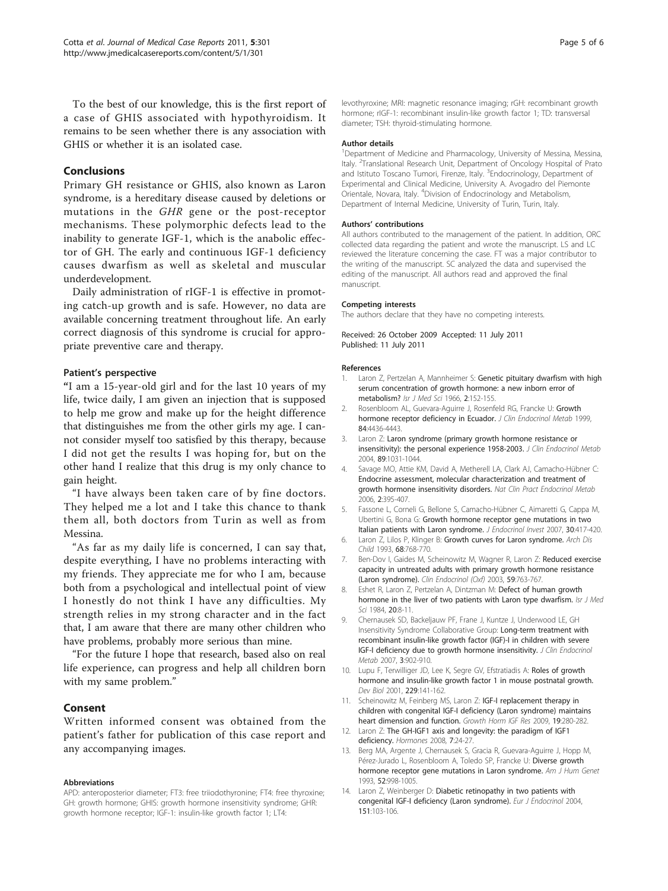To the best of our knowledge, this is the first report of a case of GHIS associated with hypothyroidism. It remains to be seen whether there is any association with GHIS or whether it is an isolated case.

## Conclusions

Primary GH resistance or GHIS, also known as Laron syndrome, is a hereditary disease caused by deletions or mutations in the *GHR* gene or the post-receptor mechanisms. These polymorphic defects lead to the inability to generate IGF-1, which is the anabolic effector of GH. The early and continuous IGF-1 deficiency causes dwarfism as well as skeletal and muscular underdevelopment.

Daily administration of rIGF-1 is effective in promoting catch-up growth and is safe. However, no data are available concerning treatment throughout life. An early correct diagnosis of this syndrome is crucial for appropriate preventive care and therapy.

### Patient's perspective

"I am a 15-year-old girl and for the last 10 years of my life, twice daily, I am given an injection that is supposed to help me grow and make up for the height difference that distinguishes me from the other girls my age. I cannot consider myself too satisfied by this therapy, because I did not get the results I was hoping for, but on the other hand I realize that this drug is my only chance to gain height.

"I have always been taken care of by fine doctors. They helped me a lot and I take this chance to thank them all, both doctors from Turin as well as from Messina.

"As far as my daily life is concerned, I can say that, despite everything, I have no problems interacting with my friends. They appreciate me for who I am, because both from a psychological and intellectual point of view I honestly do not think I have any difficulties. My strength relies in my strong character and in the fact that, I am aware that there are many other children who have problems, probably more serious than mine.

"For the future I hope that research, based also on real life experience, can progress and help all children born with my same problem."

## Consent

Written informed consent was obtained from the patient's father for publication of this case report and any accompanying images.

#### Abbreviations

APD: anteroposterior diameter; FT3: free triiodothyronine; FT4: free thyroxine; GH: growth hormone; GHIS: growth hormone insensitivity syndrome; GHR: growth hormone receptor; IGF-1: insulin-like growth factor 1; LT4: levothyroxine; MRI: magnetic resonance imaging; rGH: recombinant growth hormone; rIGF-1: recombinant insulin-like growth factor 1; TD: transversal diameter; TSH: thyroid-stimulating hormone.

#### Author details

[1]Department of Medicine and Pharmacology, University of Messina, Messina, Italy. [2]Translational Research Unit, Department of Oncology Hospital of Prato and Istituto Toscano Tumori, Firenze, Italy. [3]Endocrinology, Department of Experimental and Clinical Medicine, University A. Avogadro del Piemonte Orientale, Novara, Italy. [4]Division of Endocrinology and Metabolism, Department of Internal Medicine, University of Turin, Turin, Italy.

#### Authors' contributions

All authors contributed to the management of the patient. In addition, ORC collected data regarding the patient and wrote the manuscript. LS and LC reviewed the literature concerning the case. FT was a major contributor to the writing of the manuscript. SC analyzed the data and supervised the editing of the manuscript. All authors read and approved the final manuscript.

#### Competing interests

The authors declare that they have no competing interests.

Received: 26 October 2009 Accepted: 11 July 2011
Published: 11 July 2011

#### References

1. Laron Z, Pertzelan A, Mannheimer S: **Genetic pituitary dwarfism with high serum concentration of growth hormone: a new inborn error of metabolism?** *Isr J Med Sci* 1966, **2**:152-155.
2. Rosenbloom AL, Guevara-Aguirre J, Rosenfeld RG, Francke U: **Growth hormone receptor deficiency in Ecuador.** *J Clin Endocrinol Metab* 1999, **84**:4436-4443.
3. Laron Z: **Laron syndrome (primary growth hormone resistance or insensitivity): the personal experience 1958-2003.** *J Clin Endocrinol Metab* 2004, **89**:1031-1044.
4. Savage MO, Attie KM, David A, Metherell LA, Clark AJ, Camacho-Hübner C: **Endocrine assessment, molecular characterization and treatment of growth hormone insensitivity disorders.** *Nat Clin Pract Endocrinol Metab* 2006, **2**:395-407.
5. Fassone L, Corneli G, Bellone S, Camacho-Hübner C, Aimaretti G, Cappa M, Ubertini G, Bona G: **Growth hormone receptor gene mutations in two Italian patients with Laron syndrome.** *J Endocrinol Invest* 2007, **30**:417-420.
6. Laron Z, Lilos P, Klinger B: **Growth curves for Laron syndrome.** *Arch Dis Child* 1993, **68**:768-770.
7. Ben-Dov I, Gaides M, Scheinowitz M, Wagner R, Laron Z: **Reduced exercise capacity in untreated adults with primary growth hormone resistance (Laron syndrome).** *Clin Endocrinol (Oxf)* 2003, **59**:763-767.
8. Eshet R, Laron Z, Pertzelan A, Dintzman M: **Defect of human growth hormone in the liver of two patients with Laron type dwarfism.** *Isr J Med Sci* 1984, **20**:8-11.
9. Chernausek SD, Backeljauw PF, Frane J, Kuntze J, Underwood LE, GH Insensitivity Syndrome Collaborative Group: **Long-term treatment with recombinant insulin-like growth factor (IGF)-I in children with severe IGF-I deficiency due to growth hormone insensitivity.** *J Clin Endocrinol Metab* 2007, **3**:902-910.
10. Lupu F, Terwilliger JD, Lee K, Segre GV, Efstratiadis A: **Roles of growth hormone and insulin-like growth factor 1 in mouse postnatal growth.** *Dev Biol* 2001, **229**:141-162.
11. Scheinowitz M, Feinberg MS, Laron Z: **IGF-I replacement therapy in children with congenital IGF-I deficiency (Laron syndrome) maintains heart dimension and function.** *Growth Horm IGF Res* 2009, **19**:280-282.
12. Laron Z: **The GH-IGF1 axis and longevity: the paradigm of IGF1 deficiency.** *Hormones* 2008, **7**:24-27.
13. Berg MA, Argente J, Chernausek S, Gracia R, Guevara-Aguirre J, Hopp M, Pérez-Jurado L, Rosenbloom A, Toledo SP, Francke U: **Diverse growth hormone receptor gene mutations in Laron syndrome.** *Am J Hum Genet* 1993, **52**:998-1005.
14. Laron Z, Weinberger D: **Diabetic retinopathy in two patients with congenital IGF-I deficiency (Laron syndrome).** *Eur J Endocrinol* 2004, **151**:103-106.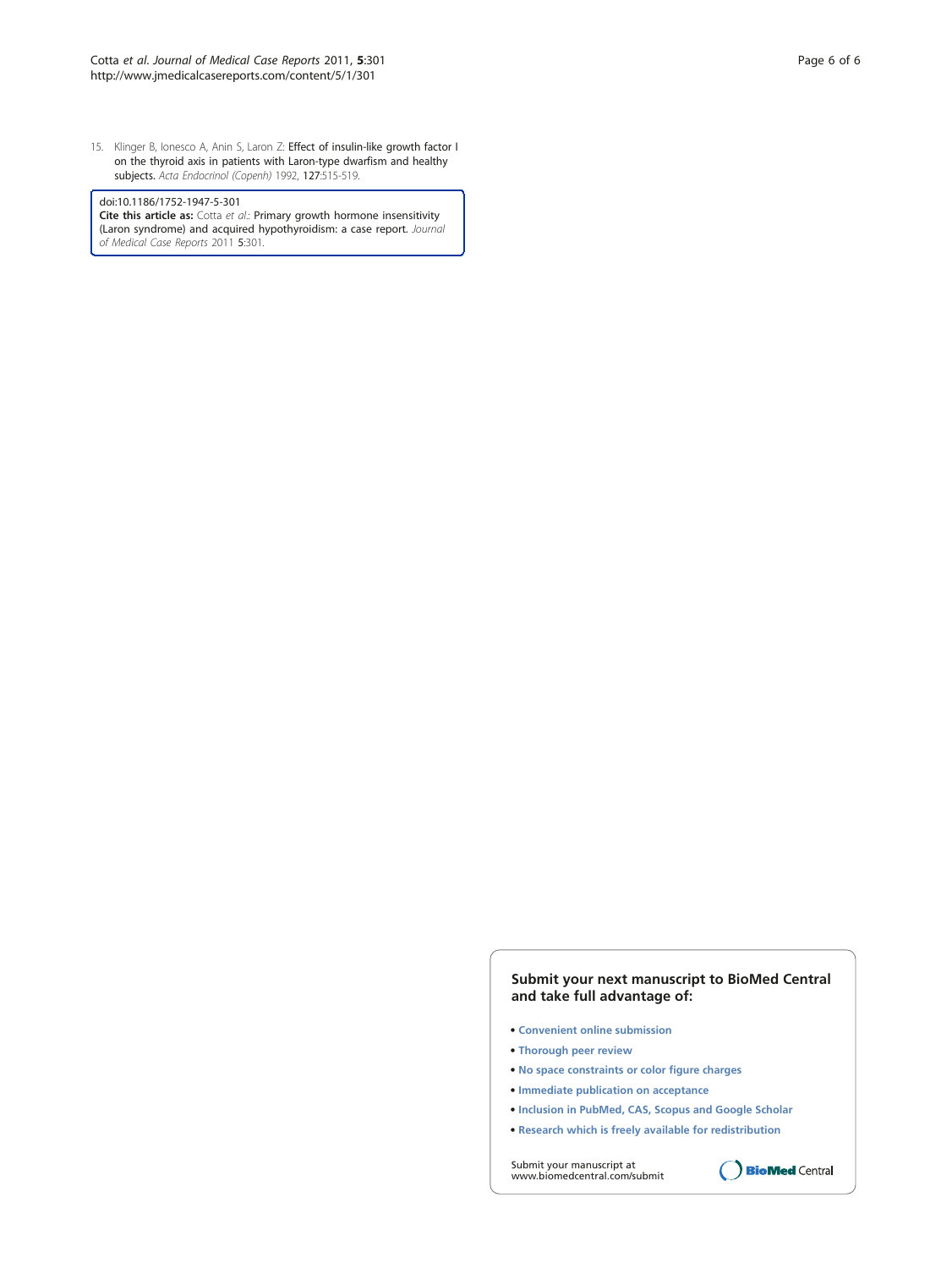15. Klinger B, Ionesco A, Anin S, Laron Z: **Effect of insulin-like growth factor I on the thyroid axis in patients with Laron-type dwarfism and healthy subjects.** *Acta Endocrinol (Copenh)* 1992, **127**:515-519.

doi:10.1186/1752-1947-5-301
**Cite this article as:** Cotta *et al.*: Primary growth hormone insensitivity (Laron syndrome) and acquired hypothyroidism: a case report. *Journal of Medical Case Reports* 2011 **5**:301.

**Submit your next manuscript to BioMed Central and take full advantage of:**

- **Convenient online submission**
- **Thorough peer review**
- **No space constraints or color figure charges**
- **Immediate publication on acceptance**
- **Inclusion in PubMed, CAS, Scopus and Google Scholar**
- **Research which is freely available for redistribution**

Submit your manuscript at
www.biomedcentral.com/submit

BioMed Central